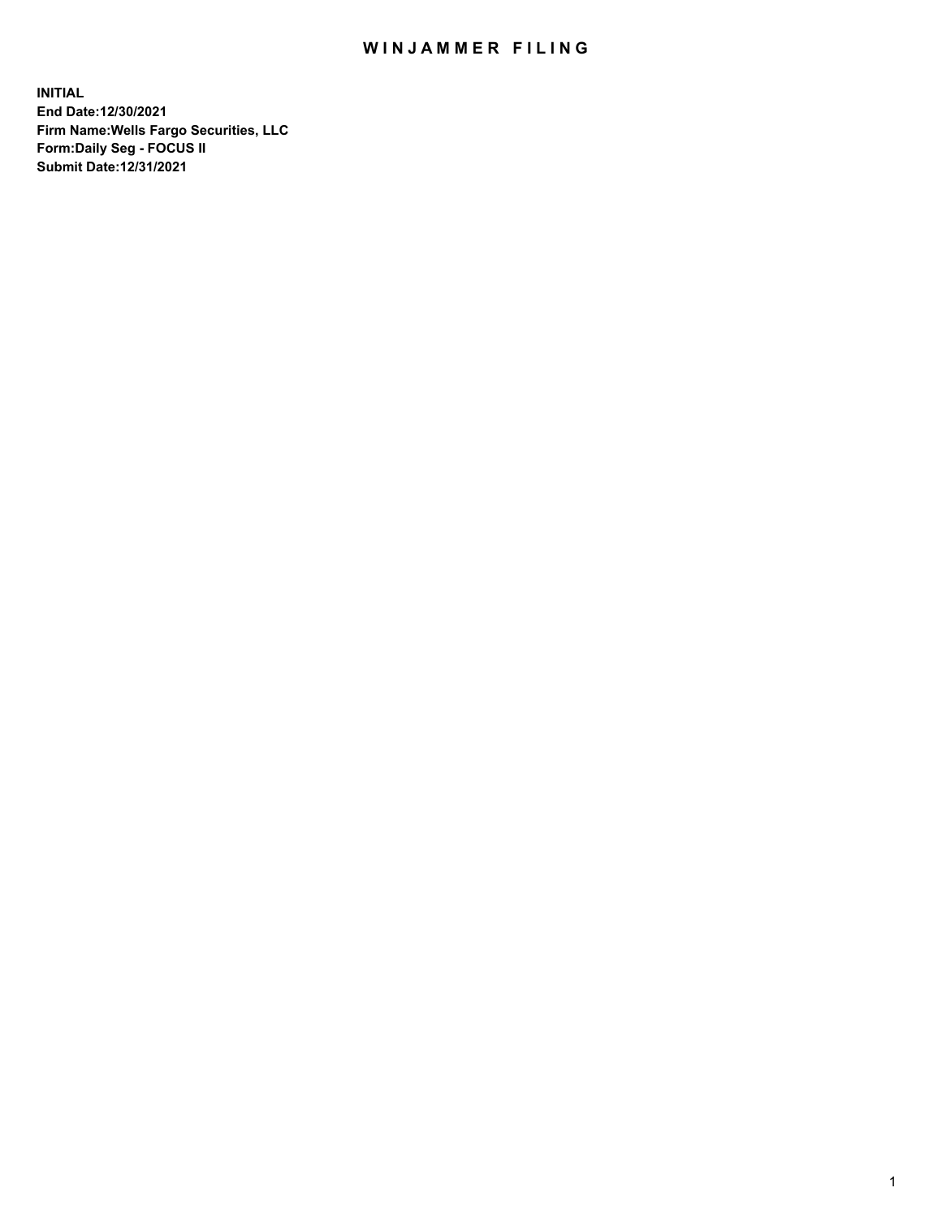# WINJAMMER FILING

**INITIAL**
**End Date:12/30/2021**
**Firm Name:Wells Fargo Securities, LLC**
**Form:Daily Seg - FOCUS II**
**Submit Date:12/31/2021**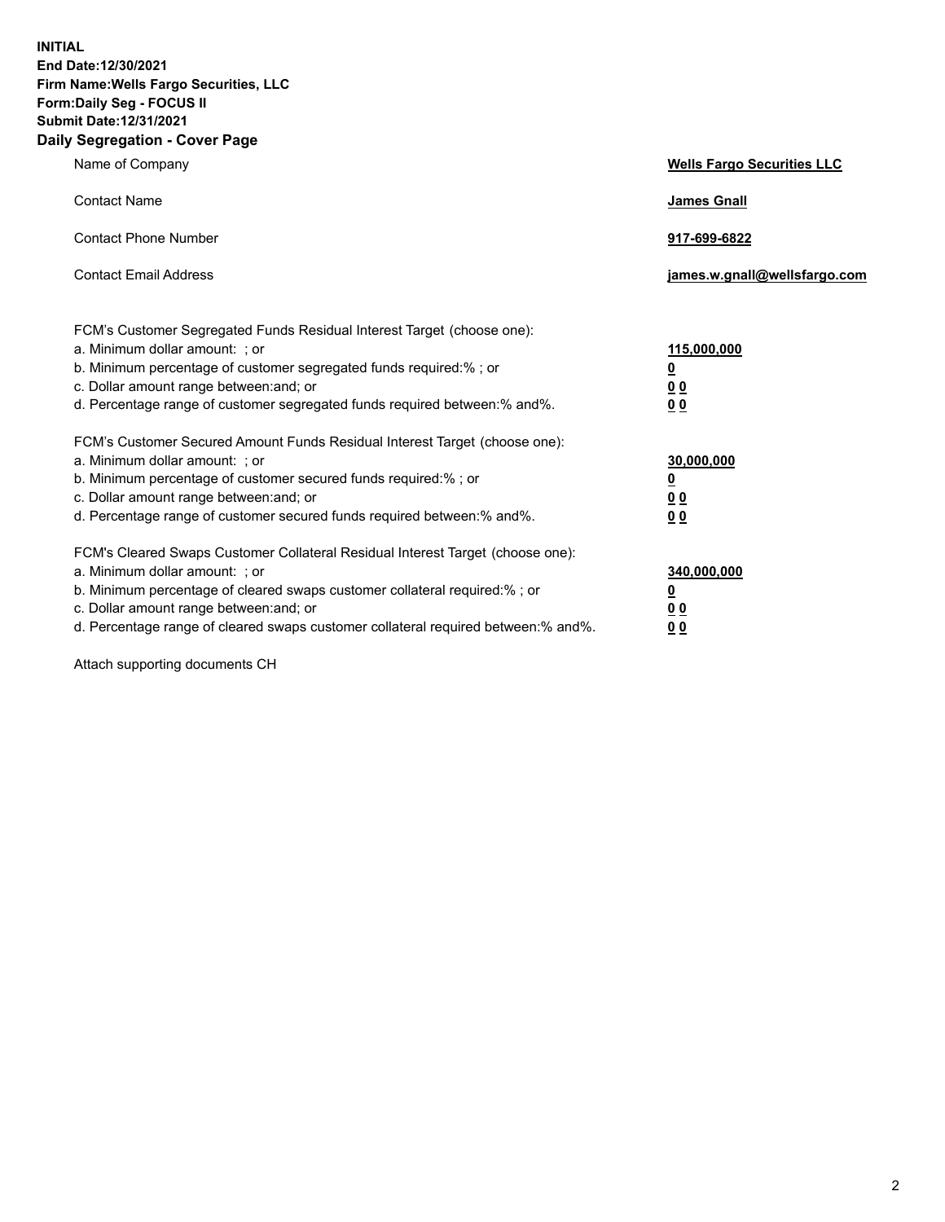**INITIAL**
**End Date:12/30/2021**
**Firm Name:Wells Fargo Securities, LLC**
**Form:Daily Seg - FOCUS II**
**Submit Date:12/31/2021**

## Daily Segregation - Cover Page

| | |
|---|---|
| Name of Company | **Wells Fargo Securities LLC** |
| Contact Name | **James Gnall** |
| Contact Phone Number | **917-699-6822** |
| Contact Email Address | **james.w.gnall@wellsfargo.com** |

| | |
|---|---|
| FCM's Customer Segregated Funds Residual Interest Target (choose one): | |
| a. Minimum dollar amount: ; or | **115,000,000** |
| b. Minimum percentage of customer segregated funds required:% ; or | **0** |
| c. Dollar amount range between:and; or | **0 0** |
| d. Percentage range of customer segregated funds required between:% and%. | **0 0** |
| FCM's Customer Secured Amount Funds Residual Interest Target (choose one): | |
| a. Minimum dollar amount: ; or | **30,000,000** |
| b. Minimum percentage of customer secured funds required:% ; or | **0** |
| c. Dollar amount range between:and; or | **0 0** |
| d. Percentage range of customer secured funds required between:% and%. | **0 0** |
| FCM's Cleared Swaps Customer Collateral Residual Interest Target (choose one): | |
| a. Minimum dollar amount: ; or | **340,000,000** |
| b. Minimum percentage of cleared swaps customer collateral required:% ; or | **0** |
| c. Dollar amount range between:and; or | **0 0** |
| d. Percentage range of cleared swaps customer collateral required between:% and%. | **0 0** |

Attach supporting documents CH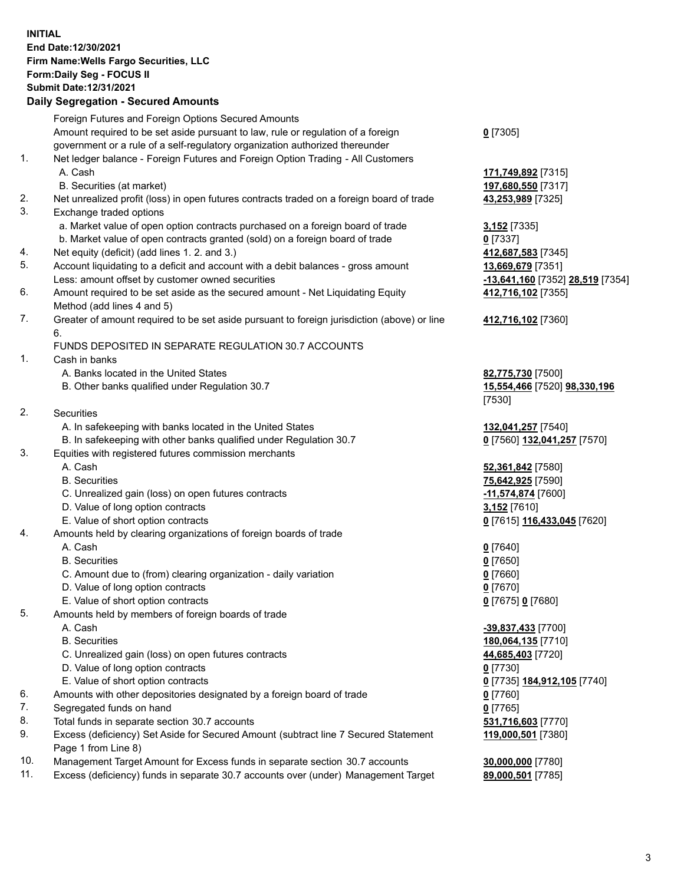**INITIAL**
**End Date:12/30/2021**
**Firm Name:Wells Fargo Securities, LLC**
**Form:Daily Seg - FOCUS II**
**Submit Date:12/31/2021**

## Daily Segregation - Secured Amounts

| | | |
|---|---|---|
| | Foreign Futures and Foreign Options Secured Amounts | |
| | Amount required to be set aside pursuant to law, rule or regulation of a foreign government or a rule of a self-regulatory organization authorized thereunder | **0** [7305] |
| 1. | Net ledger balance - Foreign Futures and Foreign Option Trading - All Customers | |
| | A. Cash | **171,749,892** [7315] |
| | B. Securities (at market) | **197,680,550** [7317] |
| 2. | Net unrealized profit (loss) in open futures contracts traded on a foreign board of trade | **43,253,989** [7325] |
| 3. | Exchange traded options | |
| | a. Market value of open option contracts purchased on a foreign board of trade | **3,152** [7335] |
| | b. Market value of open contracts granted (sold) on a foreign board of trade | **0** [7337] |
| 4. | Net equity (deficit) (add lines 1. 2. and 3.) | **412,687,583** [7345] |
| 5. | Account liquidating to a deficit and account with a debit balances - gross amount | **13,669,679** [7351] |
| | Less: amount offset by customer owned securities | **-13,641,160** [7352] **28,519** [7354] |
| 6. | Amount required to be set aside as the secured amount - Net Liquidating Equity Method (add lines 4 and 5) | **412,716,102** [7355] |
| 7. | Greater of amount required to be set aside pursuant to foreign jurisdiction (above) or line 6. | **412,716,102** [7360] |
| | FUNDS DEPOSITED IN SEPARATE REGULATION 30.7 ACCOUNTS | |
| 1. | Cash in banks | |
| | A. Banks located in the United States | **82,775,730** [7500] |
| | B. Other banks qualified under Regulation 30.7 | **15,554,466** [7520] **98,330,196** [7530] |
| 2. | Securities | |
| | A. In safekeeping with banks located in the United States | **132,041,257** [7540] |
| | B. In safekeeping with other banks qualified under Regulation 30.7 | **0** [7560] **132,041,257** [7570] |
| 3. | Equities with registered futures commission merchants | |
| | A. Cash | **52,361,842** [7580] |
| | B. Securities | **75,642,925** [7590] |
| | C. Unrealized gain (loss) on open futures contracts | **-11,574,874** [7600] |
| | D. Value of long option contracts | **3,152** [7610] |
| | E. Value of short option contracts | **0** [7615] **116,433,045** [7620] |
| 4. | Amounts held by clearing organizations of foreign boards of trade | |
| | A. Cash | **0** [7640] |
| | B. Securities | **0** [7650] |
| | C. Amount due to (from) clearing organization - daily variation | **0** [7660] |
| | D. Value of long option contracts | **0** [7670] |
| | E. Value of short option contracts | **0** [7675] **0** [7680] |
| 5. | Amounts held by members of foreign boards of trade | |
| | A. Cash | **-39,837,433** [7700] |
| | B. Securities | **180,064,135** [7710] |
| | C. Unrealized gain (loss) on open futures contracts | **44,685,403** [7720] |
| | D. Value of long option contracts | **0** [7730] |
| | E. Value of short option contracts | **0** [7735] **184,912,105** [7740] |
| 6. | Amounts with other depositories designated by a foreign board of trade | **0** [7760] |
| 7. | Segregated funds on hand | **0** [7765] |
| 8. | Total funds in separate section 30.7 accounts | **531,716,603** [7770] |
| 9. | Excess (deficiency) Set Aside for Secured Amount (subtract line 7 Secured Statement Page 1 from Line 8) | **119,000,501** [7380] |
| 10. | Management Target Amount for Excess funds in separate section 30.7 accounts | **30,000,000** [7780] |
| 11. | Excess (deficiency) funds in separate 30.7 accounts over (under) Management Target | **89,000,501** [7785] |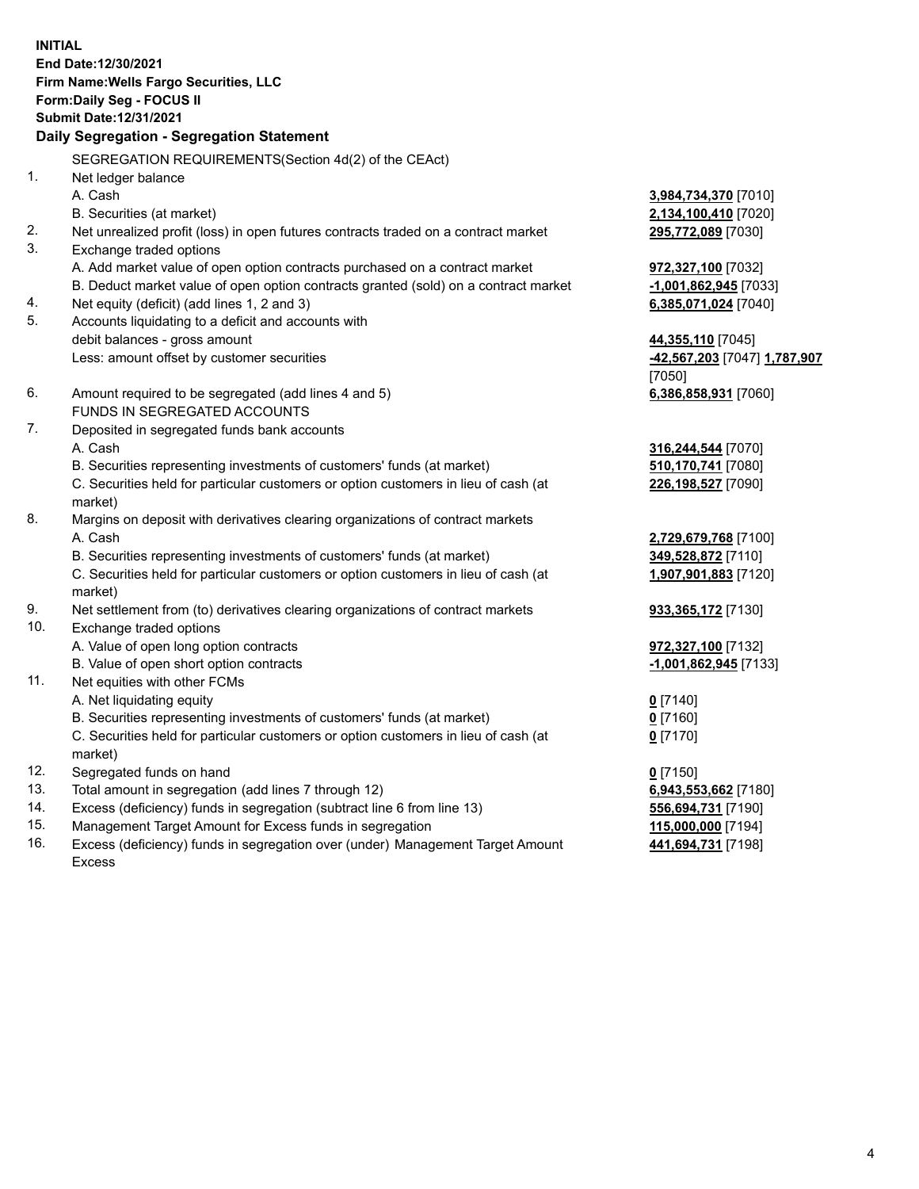**INITIAL**
**End Date:12/30/2021**
**Firm Name:Wells Fargo Securities, LLC**
**Form:Daily Seg - FOCUS II**
**Submit Date:12/31/2021**

## Daily Segregation - Segregation Statement

SEGREGATION REQUIREMENTS(Section 4d(2) of the CEAct)

| | | |
|---|---|---|
| 1. | Net ledger balance | |
| | A. Cash | **3,984,734,370** [7010] |
| | B. Securities (at market) | **2,134,100,410** [7020] |
| 2. | Net unrealized profit (loss) in open futures contracts traded on a contract market | **295,772,089** [7030] |
| 3. | Exchange traded options | |
| | A. Add market value of open option contracts purchased on a contract market | **972,327,100** [7032] |
| | B. Deduct market value of open option contracts granted (sold) on a contract market | **-1,001,862,945** [7033] |
| 4. | Net equity (deficit) (add lines 1, 2 and 3) | **6,385,071,024** [7040] |
| 5. | Accounts liquidating to a deficit and accounts with debit balances - gross amount | **44,355,110** [7045] |
| | Less: amount offset by customer securities | **-42,567,203** [7047] **1,787,907** [7050] |
| 6. | Amount required to be segregated (add lines 4 and 5) | **6,386,858,931** [7060] |
| | FUNDS IN SEGREGATED ACCOUNTS | |
| 7. | Deposited in segregated funds bank accounts | |
| | A. Cash | **316,244,544** [7070] |
| | B. Securities representing investments of customers' funds (at market) | **510,170,741** [7080] |
| | C. Securities held for particular customers or option customers in lieu of cash (at market) | **226,198,527** [7090] |
| 8. | Margins on deposit with derivatives clearing organizations of contract markets | |
| | A. Cash | **2,729,679,768** [7100] |
| | B. Securities representing investments of customers' funds (at market) | **349,528,872** [7110] |
| | C. Securities held for particular customers or option customers in lieu of cash (at market) | **1,907,901,883** [7120] |
| 9. | Net settlement from (to) derivatives clearing organizations of contract markets | **933,365,172** [7130] |
| 10. | Exchange traded options | |
| | A. Value of open long option contracts | **972,327,100** [7132] |
| | B. Value of open short option contracts | **-1,001,862,945** [7133] |
| 11. | Net equities with other FCMs | |
| | A. Net liquidating equity | **0** [7140] |
| | B. Securities representing investments of customers' funds (at market) | **0** [7160] |
| | C. Securities held for particular customers or option customers in lieu of cash (at market) | **0** [7170] |
| 12. | Segregated funds on hand | **0** [7150] |
| 13. | Total amount in segregation (add lines 7 through 12) | **6,943,553,662** [7180] |
| 14. | Excess (deficiency) funds in segregation (subtract line 6 from line 13) | **556,694,731** [7190] |
| 15. | Management Target Amount for Excess funds in segregation | **115,000,000** [7194] |
| 16. | Excess (deficiency) funds in segregation over (under) Management Target Amount Excess | **441,694,731** [7198] |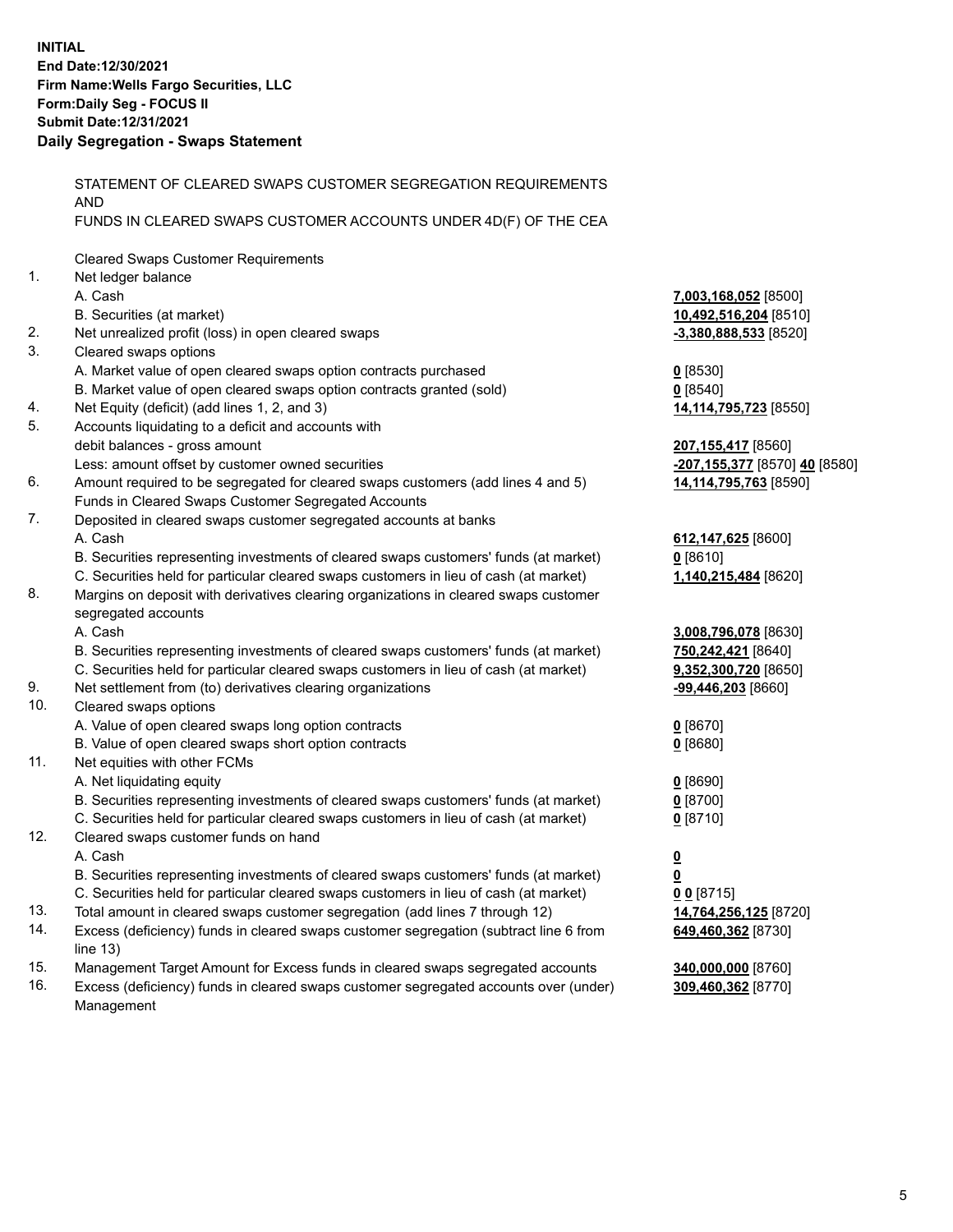**INITIAL**
**End Date:12/30/2021**
**Firm Name:Wells Fargo Securities, LLC**
**Form:Daily Seg - FOCUS II**
**Submit Date:12/31/2021**
**Daily Segregation - Swaps Statement**

STATEMENT OF CLEARED SWAPS CUSTOMER SEGREGATION REQUIREMENTS AND FUNDS IN CLEARED SWAPS CUSTOMER ACCOUNTS UNDER 4D(F) OF THE CEA

| | | |
|---|---|---|
| | Cleared Swaps Customer Requirements | |
| 1. | Net ledger balance | |
| | A. Cash | **7,003,168,052** [8500] |
| | B. Securities (at market) | **10,492,516,204** [8510] |
| 2. | Net unrealized profit (loss) in open cleared swaps | **-3,380,888,533** [8520] |
| 3. | Cleared swaps options | |
| | A. Market value of open cleared swaps option contracts purchased | **0** [8530] |
| | B. Market value of open cleared swaps option contracts granted (sold) | **0** [8540] |
| 4. | Net Equity (deficit) (add lines 1, 2, and 3) | **14,114,795,723** [8550] |
| 5. | Accounts liquidating to a deficit and accounts with debit balances - gross amount | **207,155,417** [8560] |
| | Less: amount offset by customer owned securities | **-207,155,377** [8570] **40** [8580] |
| 6. | Amount required to be segregated for cleared swaps customers (add lines 4 and 5) | **14,114,795,763** [8590] |
| | Funds in Cleared Swaps Customer Segregated Accounts | |
| 7. | Deposited in cleared swaps customer segregated accounts at banks | |
| | A. Cash | **612,147,625** [8600] |
| | B. Securities representing investments of cleared swaps customers' funds (at market) | **0** [8610] |
| | C. Securities held for particular cleared swaps customers in lieu of cash (at market) | **1,140,215,484** [8620] |
| 8. | Margins on deposit with derivatives clearing organizations in cleared swaps customer segregated accounts | |
| | A. Cash | **3,008,796,078** [8630] |
| | B. Securities representing investments of cleared swaps customers' funds (at market) | **750,242,421** [8640] |
| | C. Securities held for particular cleared swaps customers in lieu of cash (at market) | **9,352,300,720** [8650] |
| 9. | Net settlement from (to) derivatives clearing organizations | **-99,446,203** [8660] |
| 10. | Cleared swaps options | |
| | A. Value of open cleared swaps long option contracts | **0** [8670] |
| | B. Value of open cleared swaps short option contracts | **0** [8680] |
| 11. | Net equities with other FCMs | |
| | A. Net liquidating equity | **0** [8690] |
| | B. Securities representing investments of cleared swaps customers' funds (at market) | **0** [8700] |
| | C. Securities held for particular cleared swaps customers in lieu of cash (at market) | **0** [8710] |
| 12. | Cleared swaps customer funds on hand | |
| | A. Cash | **0** |
| | B. Securities representing investments of cleared swaps customers' funds (at market) | **0** |
| | C. Securities held for particular cleared swaps customers in lieu of cash (at market) | **0** **0** [8715] |
| 13. | Total amount in cleared swaps customer segregation (add lines 7 through 12) | **14,764,256,125** [8720] |
| 14. | Excess (deficiency) funds in cleared swaps customer segregation (subtract line 6 from line 13) | **649,460,362** [8730] |
| 15. | Management Target Amount for Excess funds in cleared swaps segregated accounts | **340,000,000** [8760] |
| 16. | Excess (deficiency) funds in cleared swaps customer segregated accounts over (under) Management | **309,460,362** [8770] |